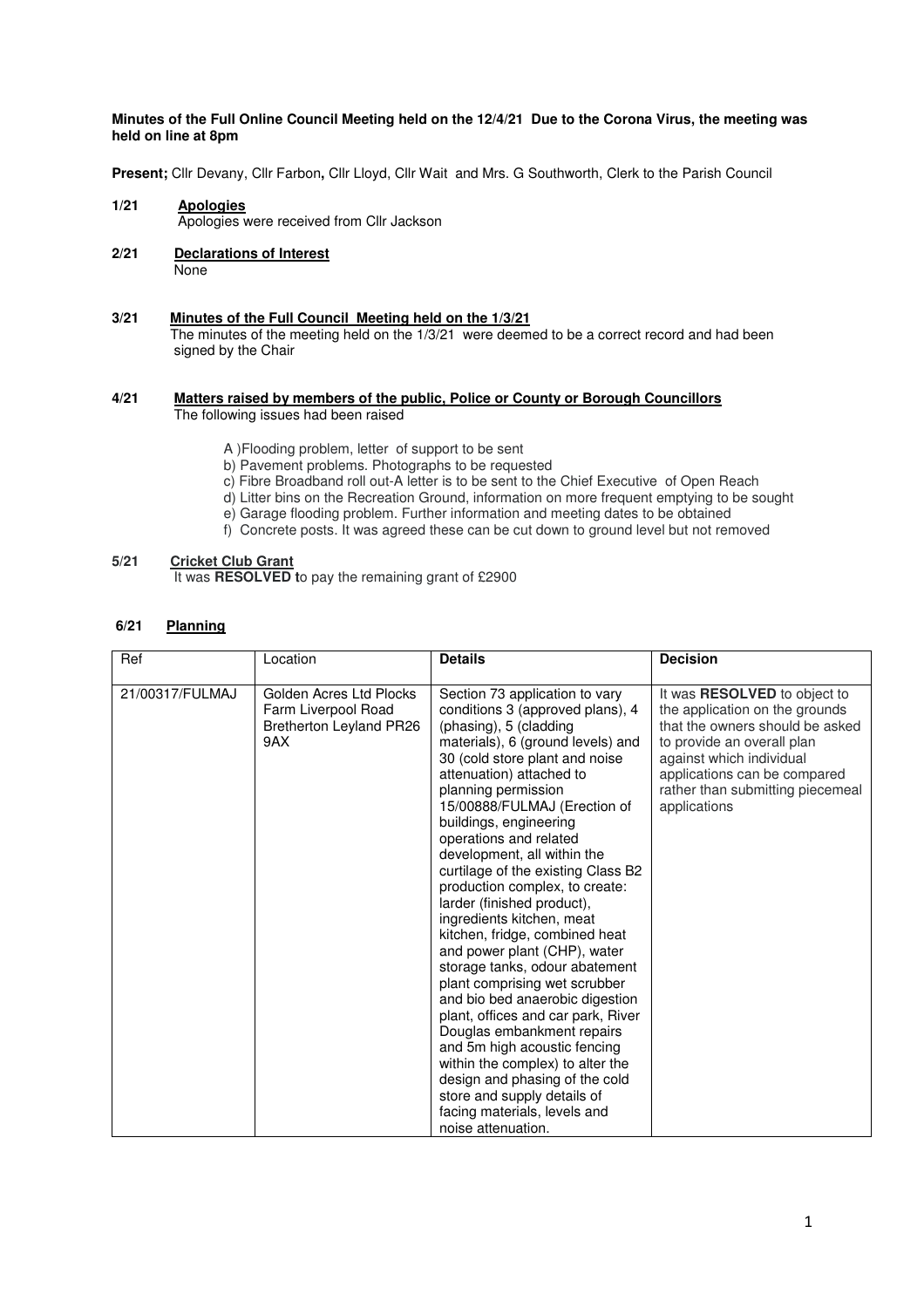**Minutes of the Full Online Council Meeting held on the 12/4/21 Due to the Corona Virus, the meeting was held on line at 8pm**

**Present;** Cllr Devany, Cllr Farbon**,** Cllr Lloyd, Cllr Wait and Mrs. G Southworth, Clerk to the Parish Council

**1/21 Apologies**

Apologies were received from Cllr Jackson

**2/21 Declarations of Interest**

None

**3/21 Minutes of the Full Council Meeting held on the 1/3/21**

The minutes of the meeting held on the 1/3/21 were deemed to be a correct record and had been signed by the Chair

**4/21 Matters raised by members of the public, Police or County or Borough Councillors**

The following issues had been raised

A )Flooding problem, letter of support to be sent
b) Pavement problems. Photographs to be requested
c) Fibre Broadband roll out-A letter is to be sent to the Chief Executive of Open Reach
d) Litter bins on the Recreation Ground, information on more frequent emptying to be sought
e) Garage flooding problem. Further information and meeting dates to be obtained
f) Concrete posts. It was agreed these can be cut down to ground level but not removed

**5/21 Cricket Club Grant**

It was **RESOLVED t**o pay the remaining grant of £2900

**6/21 Planning**

| Ref | Location | **Details** | **Decision** |
|---|---|---|---|
| 21/00317/FULMAJ | Golden Acres Ltd Plocks Farm Liverpool Road Bretherton Leyland PR26 9AX | Section 73 application to vary conditions 3 (approved plans), 4 (phasing), 5 (cladding materials), 6 (ground levels) and 30 (cold store plant and noise attenuation) attached to planning permission 15/00888/FULMAJ (Erection of buildings, engineering operations and related development, all within the curtilage of the existing Class B2 production complex, to create: larder (finished product), ingredients kitchen, meat kitchen, fridge, combined heat and power plant (CHP), water storage tanks, odour abatement plant comprising wet scrubber and bio bed anaerobic digestion plant, offices and car park, River Douglas embankment repairs and 5m high acoustic fencing within the complex) to alter the design and phasing of the cold store and supply details of facing materials, levels and noise attenuation. | It was **RESOLVED** to object to the application on the grounds that the owners should be asked to provide an overall plan against which individual applications can be compared rather than submitting piecemeal applications |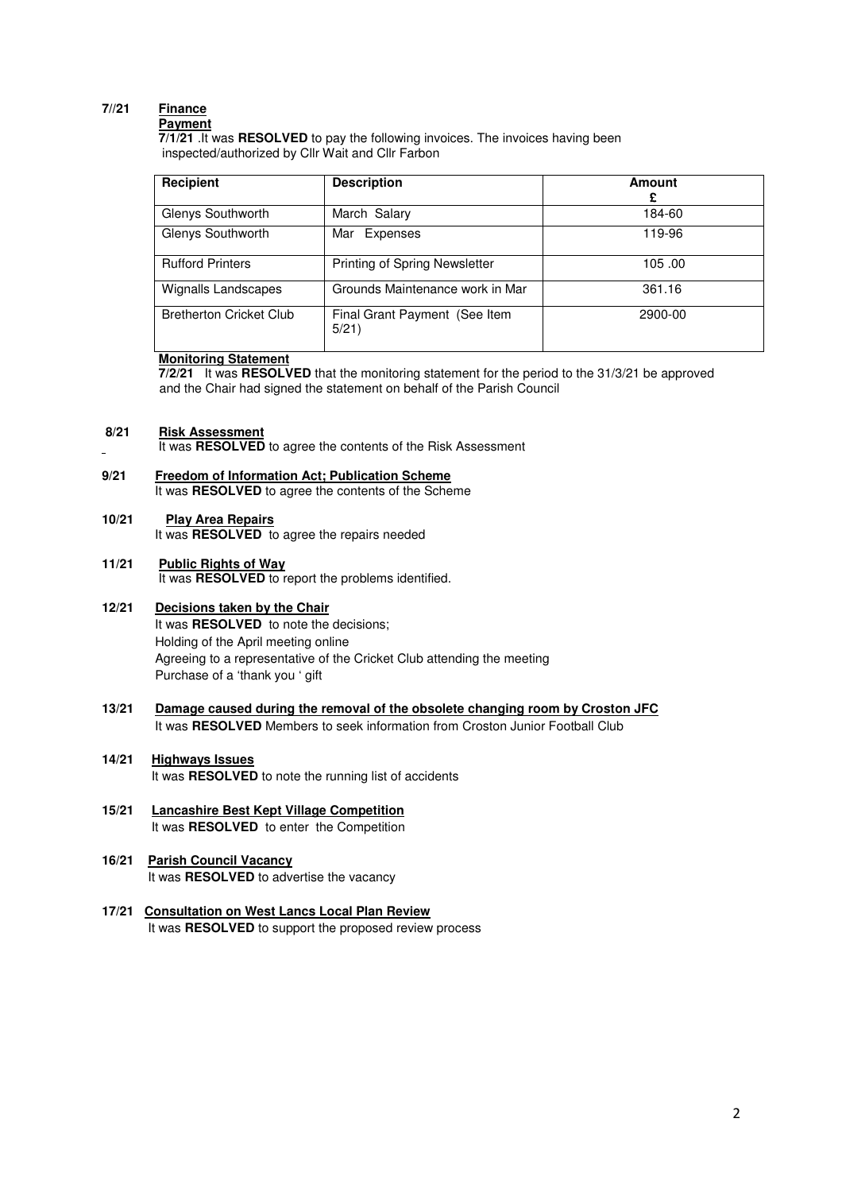**7//21 Finance**

**Payment**

**7/1/21** .It was **RESOLVED** to pay the following invoices. The invoices having been inspected/authorized by Cllr Wait and Cllr Farbon

| Recipient | Description | Amount £ |
|---|---|---|
| Glenys Southworth | March Salary | 184-60 |
| Glenys Southworth | Mar Expenses | 119-96 |
| Rufford Printers | Printing of Spring Newsletter | 105 .00 |
| Wignalls Landscapes | Grounds Maintenance work in Mar | 361.16 |
| Bretherton Cricket Club | Final Grant Payment (See Item 5/21) | 2900-00 |

**Monitoring Statement**

**7/2/21** It was **RESOLVED** that the monitoring statement for the period to the 31/3/21 be approved and the Chair had signed the statement on behalf of the Parish Council

**8/21 Risk Assessment**

It was **RESOLVED** to agree the contents of the Risk Assessment

**9/21 Freedom of Information Act; Publication Scheme**

It was **RESOLVED** to agree the contents of the Scheme

**10/21 Play Area Repairs**

It was **RESOLVED** to agree the repairs needed

**11/21 Public Rights of Way**

It was **RESOLVED** to report the problems identified.

**12/21 Decisions taken by the Chair**

It was **RESOLVED** to note the decisions;
Holding of the April meeting online
Agreeing to a representative of the Cricket Club attending the meeting
Purchase of a 'thank you ' gift

**13/21 Damage caused during the removal of the obsolete changing room by Croston JFC**

It was **RESOLVED** Members to seek information from Croston Junior Football Club

**14/21 Highways Issues**

It was **RESOLVED** to note the running list of accidents

**15/21 Lancashire Best Kept Village Competition**

It was **RESOLVED** to enter the Competition

**16/21 Parish Council Vacancy**

It was **RESOLVED** to advertise the vacancy

**17/21 Consultation on West Lancs Local Plan Review**

It was **RESOLVED** to support the proposed review process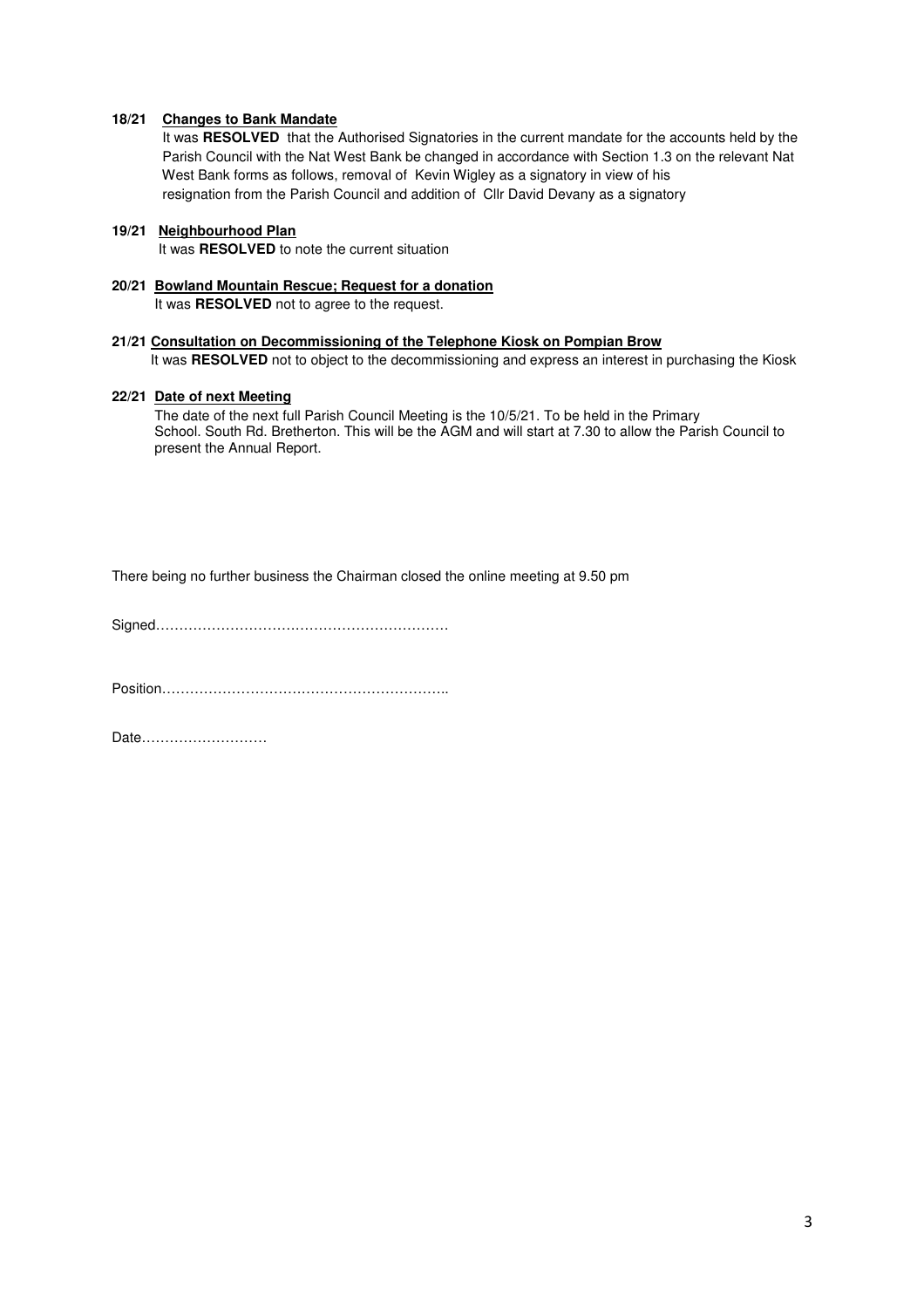**18/21 Changes to Bank Mandate**

It was **RESOLVED** that the Authorised Signatories in the current mandate for the accounts held by the Parish Council with the Nat West Bank be changed in accordance with Section 1.3 on the relevant Nat West Bank forms as follows, removal of Kevin Wigley as a signatory in view of his resignation from the Parish Council and addition of Cllr David Devany as a signatory

**19/21 Neighbourhood Plan**

It was **RESOLVED** to note the current situation

**20/21 Bowland Mountain Rescue; Request for a donation**

It was **RESOLVED** not to agree to the request.

**21/21 Consultation on Decommissioning of the Telephone Kiosk on Pompian Brow**

It was **RESOLVED** not to object to the decommissioning and express an interest in purchasing the Kiosk

**22/21 Date of next Meeting**

The date of the next full Parish Council Meeting is the 10/5/21. To be held in the Primary School. South Rd. Bretherton. This will be the AGM and will start at 7.30 to allow the Parish Council to present the Annual Report.

There being no further business the Chairman closed the online meeting at 9.50 pm

Signed……………………………………………………

Position……………………………………………………..

Date……………………..